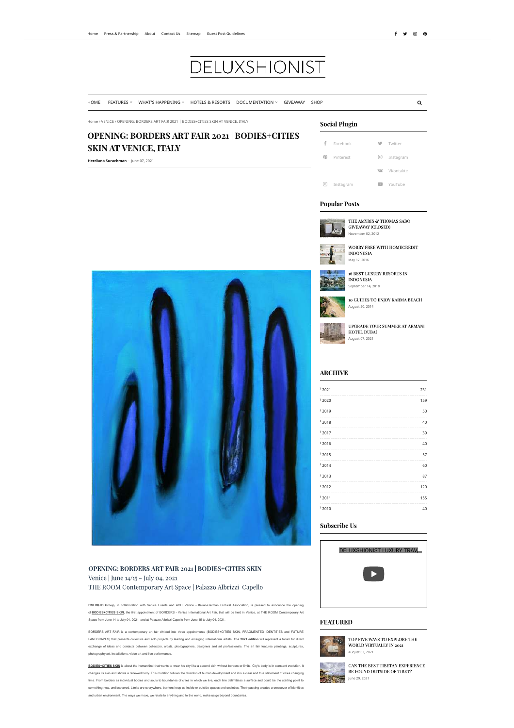Home Press & Partnership About Contact Us Sitemap Guest Post Guidelines

# DELUXSHIONIST

HOME FEATURES WHAT'S HAPPENING HOTELS & RESORTS DOCUMENTATION GIVEAWAY SHOP

Home › VENICE › OPENING: BORDERS ART FAIR 2021 | BODIES+CITIES SKIN AT VENICE, ITALY

# OPENING: BORDERS ART FAIR 2021 | BODIES+CITIES SKIN AT VENICE, ITALY

**Herdiana Surachman** - June 07, 2021

**OPENING: BORDERS ART FAIR 2021 | BODIES+CITIES SKIN**
Venice | June 14/15 – July 04, 2021
THE ROOM Contemporary Art Space | Palazzo Albrizzi-Capello

**ITSLIQUID Group**, in collaboration with Venice Events and ACIT Venice - Italian-German Cultural Association, is pleased to announce the opening of **BODIES+CITIES SKIN**, the first appointment of BORDERS - Venice International Art Fair, that will be held in Venice, at THE ROOM Contemporary Art Space from June 14 to July 04, 2021, and at Palazzo Albrizzi-Capello from June 15 to July 04, 2021.

BORDERS ART FAIR is a contemporary art fair divided into three appointments (BODIES+CITIES SKIN, FRAGMENTED IDENTITIES and FUTURE LANDSCAPES) that presents collective and solo projects by leading and emerging international artists. **The 2021 edition** will represent a forum for direct exchange of ideas and contacts between collectors, artists, photographers, designers and art professionals. The art fair features paintings, sculptures, photography art, installations, video art and live performance.

**BODIES+CITIES SKIN** is about the humankind that wants to wear his city like a second skin without borders or limits. City's body is in constant evolution. It changes its skin and shows a renewed body. This mutation follows the direction of human development and it is a clear and true statement of cities changing time. From borders as individual bodies and souls to boundaries of cities in which we live, each line delimitates a surface and could be the starting point to something new, undiscovered. Limits are everywhere, barriers keep us inside or outside spaces and societies. Their passing creates a crossover of identities and urban environment. The ways we move, we relate to anything and to the world, make us go beyond boundaries.

## Social Plugin

Facebook | Twitter | Pinterest | Instagram | VKontakte | Instagram | YouTube

## Popular Posts

- THE AMYRIS & THOMAS SABO GIVEAWAY (CLOSED) — November 02, 2012
- WORRY FREE WITH HOMECREDIT INDONESIA — May 17, 2016
- 16 BEST LUXURY RESORTS IN INDONESIA — September 14, 2018
- 10 GUIDES TO ENJOY KARMA BEACH — August 20, 2014
- UPGRADE YOUR SUMMER AT ARMANI HOTEL DUBAI — August 07, 2021

## ARCHIVE

| Year | Posts |
|---|---|
| 2021 | 231 |
| 2020 | 159 |
| 2019 | 50 |
| 2018 | 40 |
| 2017 | 39 |
| 2016 | 40 |
| 2015 | 57 |
| 2014 | 60 |
| 2013 | 87 |
| 2012 | 120 |
| 2011 | 155 |
| 2010 | 40 |

## Subscribe Us

DELUXSHIONIST LUXURY TRAV...

## FEATURED

- TOP FIVE WAYS TO EXPLORE THE WORLD VIRTUALLY IN 2021 — August 02, 2021
- CAN THE BEST TIBETAN EXPERIENCE BE FOUND OUTSIDE OF TIBET? — June 29, 2021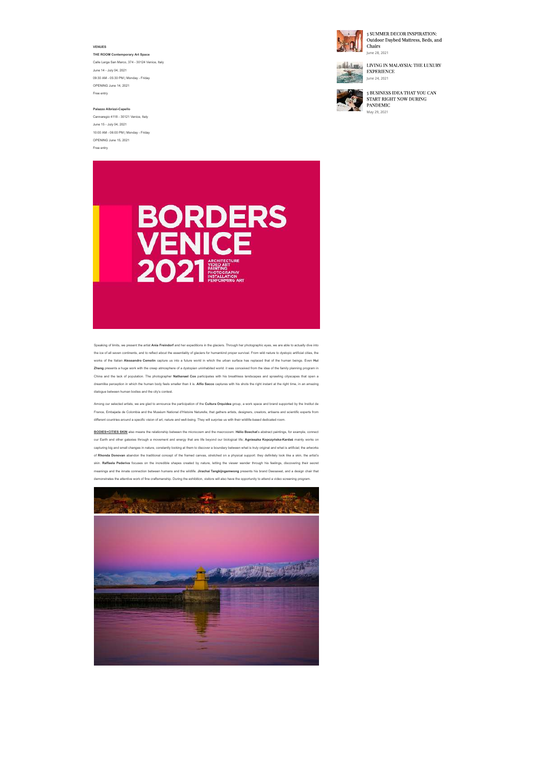**VENUES**

**THE ROOM Contemporary Art Space**

Calle Larga San Marco, 374 - 30124 Venice, Italy

June 14 - July 04, 2021

09:30 AM - 05:30 PM | Monday - Friday

OPENING June 14, 2021

Free entry

**Palazzo Albrizzi-Capello**

Cannaregio 4118 - 30121 Venice, Italy

June 15 - July 04, 2021

10:00 AM - 06:00 PM | Monday - Friday

OPENING June 15, 2021

Free entry

5 SUMMER DECOR INSPIRATION: Outdoor Daybed Mattress, Beds, and Chairs

June 28, 2021

LIVING IN MALAYSIA: THE LUXURY EXPERIENCE

June 24, 2021

5 BUSINESS IDEA THAT YOU CAN START RIGHT NOW DURING PANDEMIC

May 29, 2021

BORDERS VENICE 2021

ARCHITECTURE
VIDEO ART
PAINTING
PHOTOGRAPHY
INSTALLATION
PERFORMING ART

Speaking of limits, we present the artist **Ania Freindorf** and her expeditions in the glaciers. Through her photographic eyes, we are able to actually dive into the ice of all seven continents, and to reflect about the essentiality of glaciers for humankind proper survival. From wild nature to dystopic artificial cities, the works of the Italian **Alessandro Cemolin** capture us into a future world in which the urban surface has replaced that of the human beings. Even **Hui Zhang** presents a huge work with the creep atmosphere of a dystopian uninhabited world: it was conceived from the idea of the family planning program in China and the lack of population. The photographer **Nathanael Cox** participates with his breathless landscapes and sprawling cityscapes that open a dreamlike perception in which the human body feels smaller than it is. **Alfio Sacco** captures with his shots the right instant at the right time, in an amazing dialogue between human bodies and the city's context.

Among our selected artists, we are glad to announce the participation of the **Cultura Orquídea** group, a work space and brand supported by the Institut de France, Embajada de Colombia and the Muséum National d'Histoire Naturelle, that gathers artists, designers, creators, artisans and scientific experts from different countries around a specific vision of art, nature and well-being. They will surprise us with their wildlife-based dedicated room.

**BODIES+CITIES SKIN** also means the relationship between the microcosm and the macrocosm: **Hélio Boechat**'s abstract paintings, for example, connect our Earth and other galaxies through a movement and energy that are life beyond our biological life; **Agnieszka Kopczyńska-Kardaś** mainly works on capturing big and small changes in nature, constantly looking at them to discover a boundary between what is truly original and what is artificial; the artworks of **Rhonda Donovan** abandon the traditional concept of the framed canvas, stretched on a physical support: they definitely look like a skin, the artist's skin. **Raffaela Pederiva** focuses on the incredible shapes created by nature, letting the viewer wander through his feelings, discovering their secret meanings and the innate connection between humans and the wildlife. **Jirachai Tangkijngamwong** presents his brand Deesawat, and a design chair that demonstrates the attentive work of fine craftsmanship. During the exhibition, visitors will also have the opportunity to attend a video screening program.